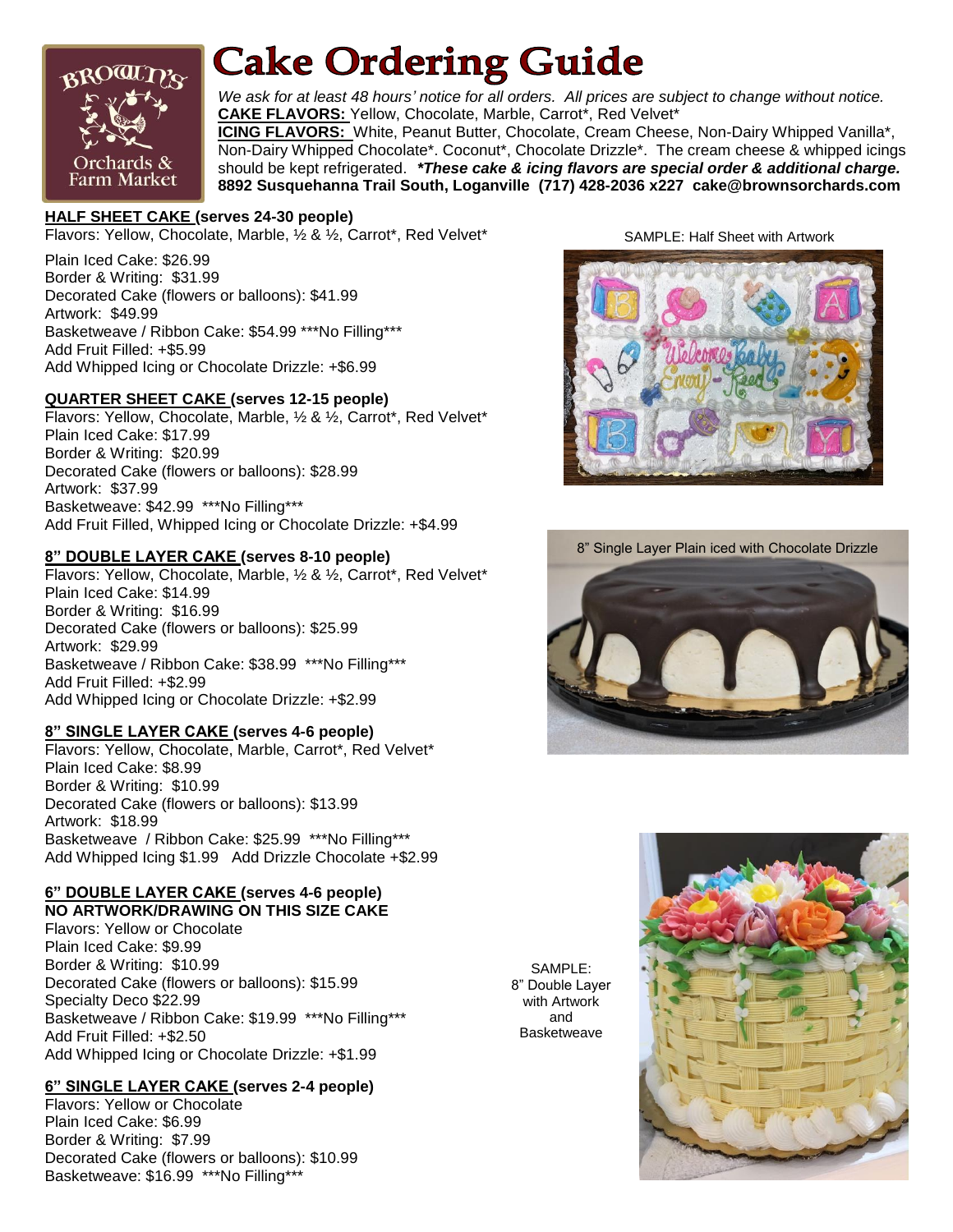# Cake Ordering Guide

Brown's Orchards & Farm Market

*We ask for at least 48 hours' notice for all orders. All prices are subject to change without notice.*

**CAKE FLAVORS:** Yellow, Chocolate, Marble, Carrot*, Red Velvet*

**ICING FLAVORS:** White, Peanut Butter, Chocolate, Cream Cheese, Non-Dairy Whipped Vanilla*, Non-Dairy Whipped Chocolate*. Coconut*, Chocolate Drizzle*. The cream cheese & whipped icings should be kept refrigerated. ***These cake & icing flavors are special order & additional charge.***

**8892 Susquehanna Trail South, Loganville (717) 428-2036 x227 cake@brownsorchards.com**

## HALF SHEET CAKE (serves 24-30 people)

Flavors: Yellow, Chocolate, Marble, ½ & ½, Carrot*, Red Velvet*

Plain Iced Cake: $26.99
Border & Writing: $31.99
Decorated Cake (flowers or balloons): $41.99
Artwork: $49.99
Basketweave / Ribbon Cake: $54.99 ***No Filling***
Add Fruit Filled: +$5.99
Add Whipped Icing or Chocolate Drizzle: +$6.99

## QUARTER SHEET CAKE (serves 12-15 people)

Flavors: Yellow, Chocolate, Marble, ½ & ½, Carrot*, Red Velvet*
Plain Iced Cake: $17.99
Border & Writing: $20.99
Decorated Cake (flowers or balloons): $28.99
Artwork: $37.99
Basketweave: $42.99 ***No Filling***
Add Fruit Filled, Whipped Icing or Chocolate Drizzle: +$4.99

## 8" DOUBLE LAYER CAKE (serves 8-10 people)

Flavors: Yellow, Chocolate, Marble, ½ & ½, Carrot*, Red Velvet*
Plain Iced Cake: $14.99
Border & Writing: $16.99
Decorated Cake (flowers or balloons): $25.99
Artwork: $29.99
Basketweave / Ribbon Cake: $38.99 ***No Filling***
Add Fruit Filled: +$2.99
Add Whipped Icing or Chocolate Drizzle: +$2.99

## 8" SINGLE LAYER CAKE (serves 4-6 people)

Flavors: Yellow, Chocolate, Marble, Carrot*, Red Velvet*
Plain Iced Cake: $8.99
Border & Writing: $10.99
Decorated Cake (flowers or balloons): $13.99
Artwork: $18.99
Basketweave / Ribbon Cake: $25.99 ***No Filling***
Add Whipped Icing $1.99 Add Drizzle Chocolate +$2.99

## 6" DOUBLE LAYER CAKE (serves 4-6 people)

**NO ARTWORK/DRAWING ON THIS SIZE CAKE**

Flavors: Yellow or Chocolate
Plain Iced Cake: $9.99
Border & Writing: $10.99
Decorated Cake (flowers or balloons): $15.99
Specialty Deco $22.99
Basketweave / Ribbon Cake: $19.99 ***No Filling***
Add Fruit Filled: +$2.50
Add Whipped Icing or Chocolate Drizzle: +$1.99

## 6" SINGLE LAYER CAKE (serves 2-4 people)

Flavors: Yellow or Chocolate
Plain Iced Cake: $6.99
Border & Writing: $7.99
Decorated Cake (flowers or balloons): $10.99
Basketweave: $16.99 ***No Filling***

SAMPLE: Half Sheet with Artwork

8" Single Layer Plain iced with Chocolate Drizzle

SAMPLE: 8" Double Layer with Artwork and Basketweave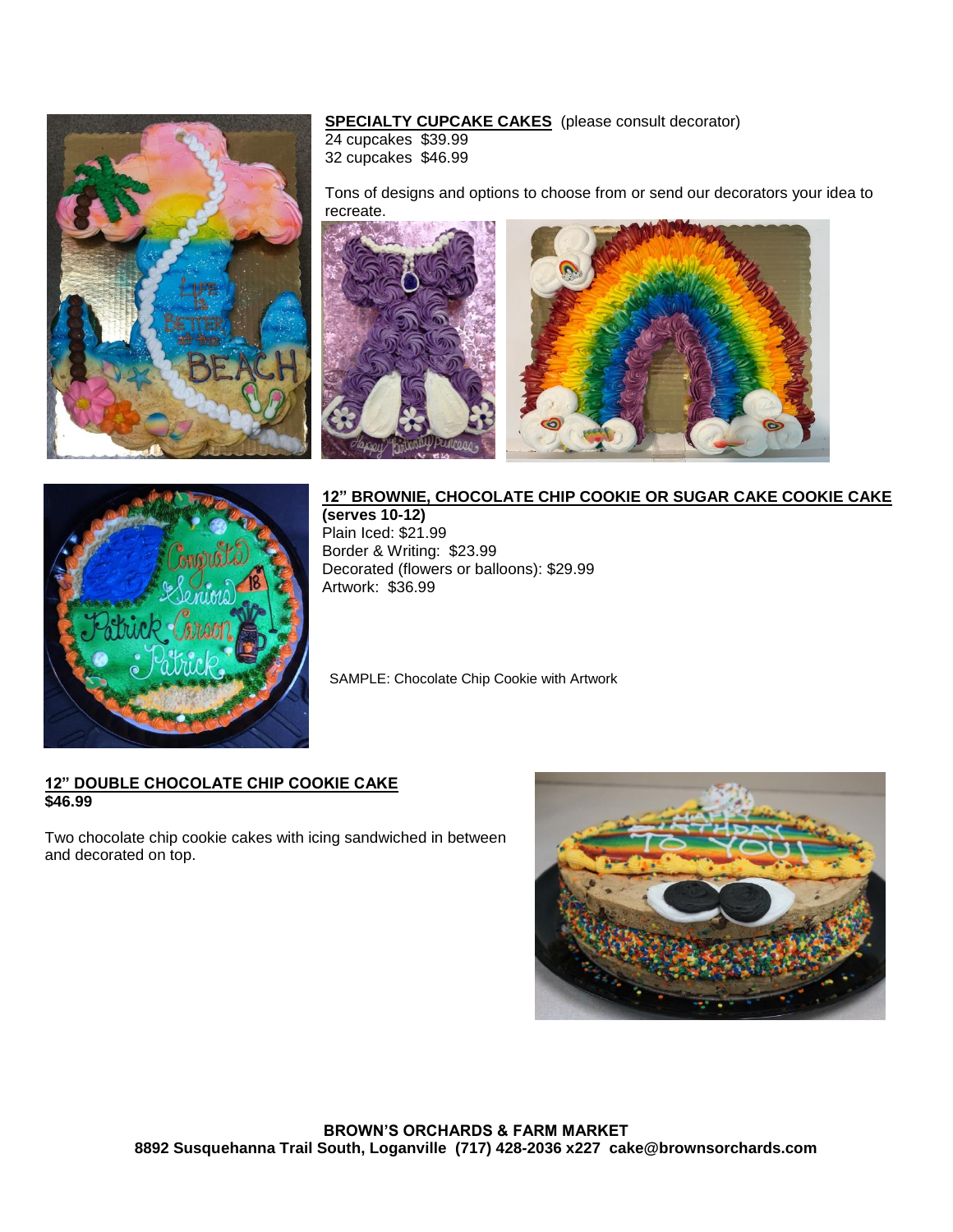**SPECIALTY CUPCAKE CAKES** (please consult decorator)
24 cupcakes $39.99
32 cupcakes $46.99

Tons of designs and options to choose from or send our decorators your idea to recreate.

**12" BROWNIE, CHOCOLATE CHIP COOKIE OR SUGAR CAKE COOKIE CAKE**
**(serves 10-12)**
Plain Iced: $21.99
Border & Writing: $23.99
Decorated (flowers or balloons): $29.99
Artwork: $36.99

SAMPLE: Chocolate Chip Cookie with Artwork

**12" DOUBLE CHOCOLATE CHIP COOKIE CAKE**
**$46.99**

Two chocolate chip cookie cakes with icing sandwiched in between and decorated on top.

**BROWN'S ORCHARDS & FARM MARKET**
**8892 Susquehanna Trail South, Loganville (717) 428-2036 x227 cake@brownsorchards.com**